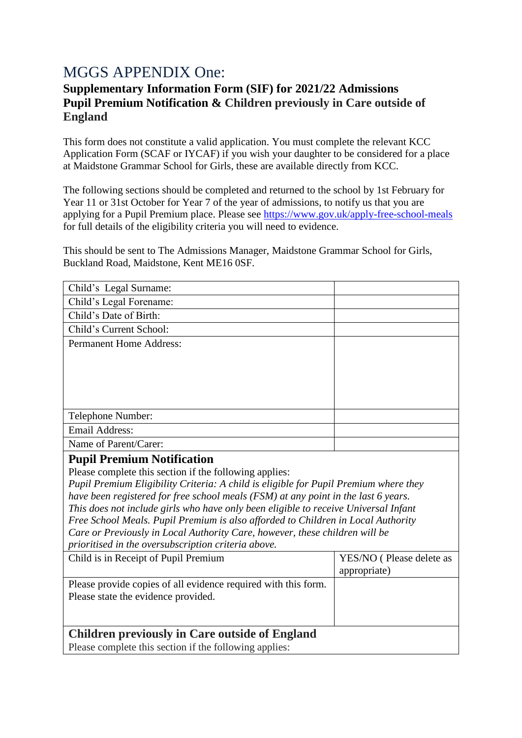# MGGS APPENDIX One:

## Supplementary Information Form (SIF) for 2021/22 Admissions
## Pupil Premium Notification & Children previously in Care outside of England

This form does not constitute a valid application. You must complete the relevant KCC Application Form (SCAF or IYCAF) if you wish your daughter to be considered for a place at Maidstone Grammar School for Girls, these are available directly from KCC.

The following sections should be completed and returned to the school by 1st February for Year 11 or 31st October for Year 7 of the year of admissions, to notify us that you are applying for a Pupil Premium place. Please see https://www.gov.uk/apply-free-school-meals for full details of the eligibility criteria you will need to evidence.

This should be sent to The Admissions Manager, Maidstone Grammar School for Girls, Buckland Road, Maidstone, Kent ME16 0SF.

| | |
|---|---|
| Child's Legal Surname: | |
| Child's Legal Forename: | |
| Child's Date of Birth: | |
| Child's Current School: | |
| Permanent Home Address: | |
| Telephone Number: | |
| Email Address: | |
| Name of Parent/Carer: | |

### Pupil Premium Notification

Please complete this section if the following applies:

*Pupil Premium Eligibility Criteria: A child is eligible for Pupil Premium where they have been registered for free school meals (FSM) at any point in the last 6 years. This does not include girls who have only been eligible to receive Universal Infant Free School Meals. Pupil Premium is also afforded to Children in Local Authority Care or Previously in Local Authority Care, however, these children will be prioritised in the oversubscription criteria above.*

| | |
|---|---|
| Child is in Receipt of Pupil Premium | YES/NO ( Please delete as appropriate) |
| Please provide copies of all evidence required with this form. Please state the evidence provided. | |

### Children previously in Care outside of England

Please complete this section if the following applies: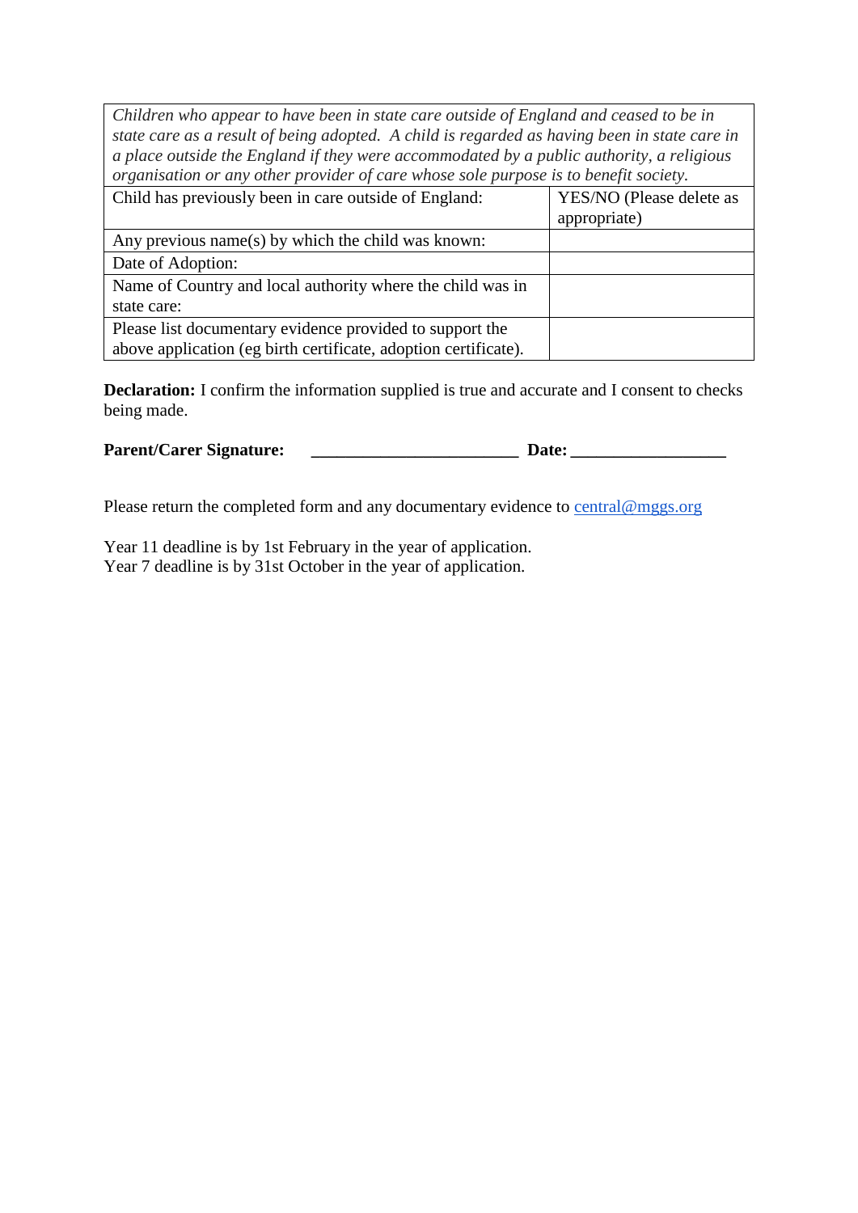| | |
|---|---|
| *Children who appear to have been in state care outside of England and ceased to be in state care as a result of being adopted. A child is regarded as having been in state care in a place outside the England if they were accommodated by a public authority, a religious organisation or any other provider of care whose sole purpose is to benefit society.* | |
| Child has previously been in care outside of England: | YES/NO (Please delete as appropriate) |
| Any previous name(s) by which the child was known: | |
| Date of Adoption: | |
| Name of Country and local authority where the child was in state care: | |
| Please list documentary evidence provided to support the above application (eg birth certificate, adoption certificate). | |

**Declaration:** I confirm the information supplied is true and accurate and I consent to checks being made.

**Parent/Carer Signature: ________________________ Date: __________________**

Please return the completed form and any documentary evidence to central@mggs.org

Year 11 deadline is by 1st February in the year of application.
Year 7 deadline is by 31st October in the year of application.